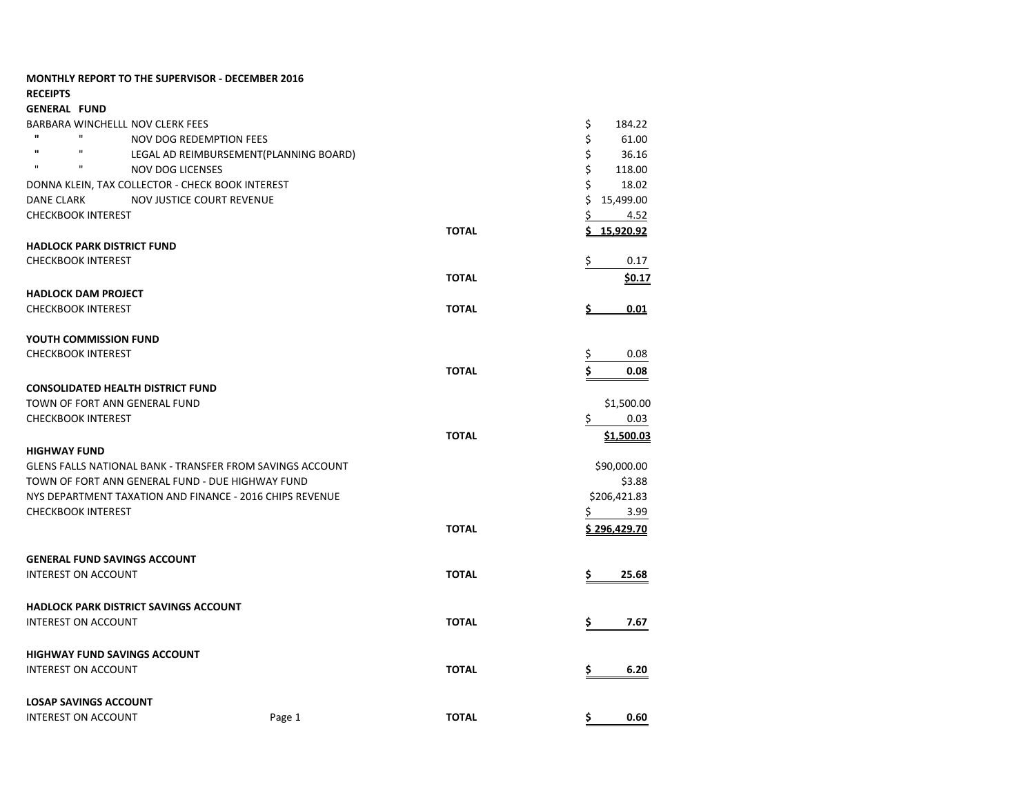**MONTHLY REPORT TO THE SUPERVISOR - DECEMBER 2016**

**RECEIPTS**

**GENERAL FUND**

| | | | |
|---|---|---|---|
| BARBARA WINCHELLL NOV CLERK FEES | | | $ 184.22 |
| " " | NOV DOG REDEMPTION FEES | | $ 61.00 |
| " " | LEGAL AD REIMBURSEMENT(PLANNING BOARD) | | $ 36.16 |
| " " | NOV DOG LICENSES | | $ 118.00 |
| DONNA KLEIN, TAX COLLECTOR - CHECK BOOK INTEREST | | | $ 18.02 |
| DANE CLARK | NOV JUSTICE COURT REVENUE | | $ 15,499.00 |
| CHECKBOOK INTEREST | | | $ 4.52 |
| | | **TOTAL** | **$ 15,920.92** |

**HADLOCK PARK DISTRICT FUND**

| | | |
|---|---|---|
| CHECKBOOK INTEREST | | $ 0.17 |
| | **TOTAL** | **$0.17** |

**HADLOCK DAM PROJECT**

| | | |
|---|---|---|
| CHECKBOOK INTEREST | **TOTAL** | **$ 0.01** |

**YOUTH COMMISSION FUND**

| | | |
|---|---|---|
| CHECKBOOK INTEREST | | $ 0.08 |
| | **TOTAL** | **$ 0.08** |

**CONSOLIDATED HEALTH DISTRICT FUND**

| | | |
|---|---|---|
| TOWN OF FORT ANN GENERAL FUND | | $1,500.00 |
| CHECKBOOK INTEREST | | $ 0.03 |
| | **TOTAL** | **$1,500.03** |

**HIGHWAY FUND**

| | | |
|---|---|---|
| GLENS FALLS NATIONAL BANK - TRANSFER FROM SAVINGS ACCOUNT | | $90,000.00 |
| TOWN OF FORT ANN GENERAL FUND - DUE HIGHWAY FUND | | $3.88 |
| NYS DEPARTMENT TAXATION AND FINANCE - 2016 CHIPS REVENUE | | $206,421.83 |
| CHECKBOOK INTEREST | | $ 3.99 |
| | **TOTAL** | **$ 296,429.70** |

**GENERAL FUND SAVINGS ACCOUNT**

| | | |
|---|---|---|
| INTEREST ON ACCOUNT | **TOTAL** | **$ 25.68** |

**HADLOCK PARK DISTRICT SAVINGS ACCOUNT**

| | | |
|---|---|---|
| INTEREST ON ACCOUNT | **TOTAL** | **$ 7.67** |

**HIGHWAY FUND SAVINGS ACCOUNT**

| | | |
|---|---|---|
| INTEREST ON ACCOUNT | **TOTAL** | **$ 6.20** |

**LOSAP SAVINGS ACCOUNT**

| | | |
|---|---|---|
| INTEREST ON ACCOUNT | **TOTAL** | **$ 0.60** |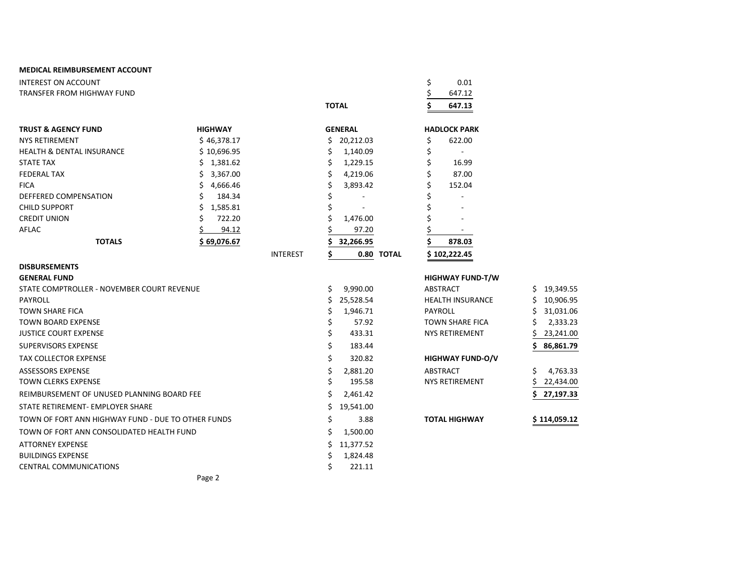**MEDICAL REIMBURSEMENT ACCOUNT**

| | | |
|---|---|---|
| INTEREST ON ACCOUNT | | $ 0.01 |
| TRANSFER FROM HIGHWAY FUND | | $ 647.12 |
| | **TOTAL** | **$ 647.13** |

| **TRUST & AGENCY FUND** | **HIGHWAY** | **GENERAL** | **HADLOCK PARK** |
|---|---|---|---|
| NYS RETIREMENT | $ 46,378.17 | $ 20,212.03 | $ 622.00 |
| HEALTH & DENTAL INSURANCE | $ 10,696.95 | $ 1,140.09 | $ - |
| STATE TAX | $ 1,381.62 | $ 1,229.15 | $ 16.99 |
| FEDERAL TAX | $ 3,367.00 | $ 4,219.06 | $ 87.00 |
| FICA | $ 4,666.46 | $ 3,893.42 | $ 152.04 |
| DEFFERED COMPENSATION | $ 184.34 | $ - | $ - |
| CHILD SUPPORT | $ 1,585.81 | $ - | $ - |
| CREDIT UNION | $ 722.20 | $ 1,476.00 | $ - |
| AFLAC | $ 94.12 | $ 97.20 | $ - |
| **TOTALS** | **$ 69,076.67** | **$ 32,266.95** | **$ 878.03** |
| | INTEREST | **$ 0.80 TOTAL** | **$ 102,222.45** |

**DISBURSEMENTS**

| **GENERAL FUND** | |
|---|---|
| STATE COMPTROLLER - NOVEMBER COURT REVENUE | $ 9,990.00 |
| PAYROLL | $ 25,528.54 |
| TOWN SHARE FICA | $ 1,946.71 |
| TOWN BOARD EXPENSE | $ 57.92 |
| JUSTICE COURT EXPENSE | $ 433.31 |
| SUPERVISORS EXPENSE | $ 183.44 |
| TAX COLLECTOR EXPENSE | $ 320.82 |
| ASSESSORS EXPENSE | $ 2,881.20 |
| TOWN CLERKS EXPENSE | $ 195.58 |
| REIMBURSEMENT OF UNUSED PLANNING BOARD FEE | $ 2,461.42 |
| STATE RETIREMENT- EMPLOYER SHARE | $ 19,541.00 |
| TOWN OF FORT ANN HIGHWAY FUND - DUE TO OTHER FUNDS | $ 3.88 |
| TOWN OF FORT ANN CONSOLIDATED HEALTH FUND | $ 1,500.00 |
| ATTORNEY EXPENSE | $ 11,377.52 |
| BUILDINGS EXPENSE | $ 1,824.48 |
| CENTRAL COMMUNICATIONS | $ 221.11 |

| **HIGHWAY FUND-T/W** | |
|---|---|
| ABSTRACT | $ 19,349.55 |
| HEALTH INSURANCE | $ 10,906.95 |
| PAYROLL | $ 31,031.06 |
| TOWN SHARE FICA | $ 2,333.23 |
| NYS RETIREMENT | $ 23,241.00 |
| | **$ 86,861.79** |
| **HIGHWAY FUND-O/V** | |
| ABSTRACT | $ 4,763.33 |
| NYS RETIREMENT | $ 22,434.00 |
| | **$ 27,197.33** |
| **TOTAL HIGHWAY** | **$ 114,059.12** |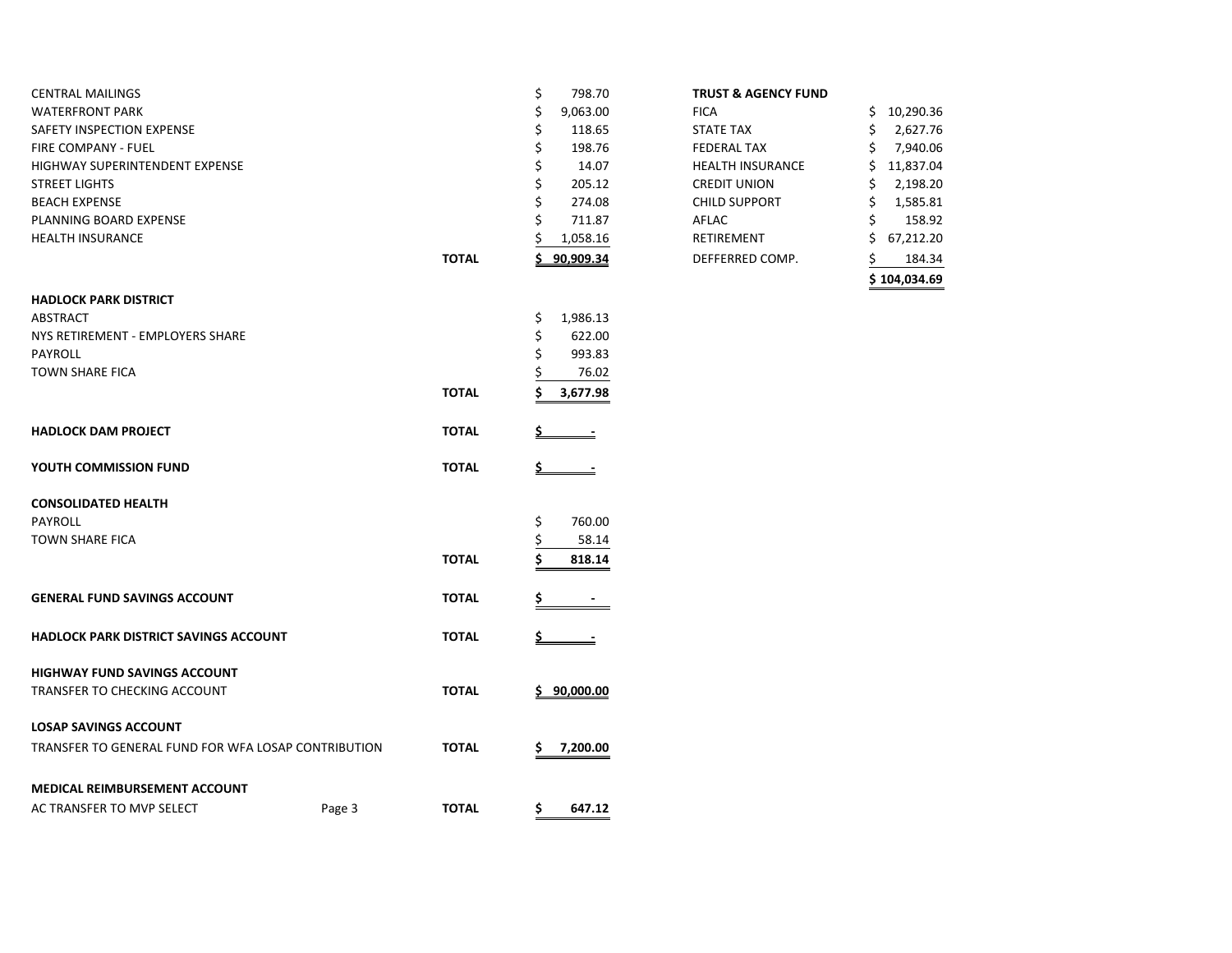| | | |
|---|---|---|
| CENTRAL MAILINGS | | $ 798.70 |
| WATERFRONT PARK | | $ 9,063.00 |
| SAFETY INSPECTION EXPENSE | | $ 118.65 |
| FIRE COMPANY - FUEL | | $ 198.76 |
| HIGHWAY SUPERINTENDENT EXPENSE | | $ 14.07 |
| STREET LIGHTS | | $ 205.12 |
| BEACH EXPENSE | | $ 274.08 |
| PLANNING BOARD EXPENSE | | $ 711.87 |
| HEALTH INSURANCE | | $ 1,058.16 |
| | **TOTAL** | **$ 90,909.34** |

**TRUST & AGENCY FUND**

| | |
|---|---|
| FICA | $ 10,290.36 |
| STATE TAX | $ 2,627.76 |
| FEDERAL TAX | $ 7,940.06 |
| HEALTH INSURANCE | $ 11,837.04 |
| CREDIT UNION | $ 2,198.20 |
| CHILD SUPPORT | $ 1,585.81 |
| AFLAC | $ 158.92 |
| RETIREMENT | $ 67,212.20 |
| DEFFERRED COMP. | $ 184.34 |
| | **$ 104,034.69** |

**HADLOCK PARK DISTRICT**

| | | |
|---|---|---|
| ABSTRACT | | $ 1,986.13 |
| NYS RETIREMENT - EMPLOYERS SHARE | | $ 622.00 |
| PAYROLL | | $ 993.83 |
| TOWN SHARE FICA | | $ 76.02 |
| | **TOTAL** | **$ 3,677.98** |

| | | |
|---|---|---|
| **HADLOCK DAM PROJECT** | **TOTAL** | **$ -** |
| **YOUTH COMMISSION FUND** | **TOTAL** | **$ -** |

**CONSOLIDATED HEALTH**

| | | |
|---|---|---|
| PAYROLL | | $ 760.00 |
| TOWN SHARE FICA | | $ 58.14 |
| | **TOTAL** | **$ 818.14** |

| | | |
|---|---|---|
| **GENERAL FUND SAVINGS ACCOUNT** | **TOTAL** | **$ -** |
| **HADLOCK PARK DISTRICT SAVINGS ACCOUNT** | **TOTAL** | **$ -** |

**HIGHWAY FUND SAVINGS ACCOUNT**

| | | |
|---|---|---|
| TRANSFER TO CHECKING ACCOUNT | **TOTAL** | **$ 90,000.00** |

**LOSAP SAVINGS ACCOUNT**

| | | |
|---|---|---|
| TRANSFER TO GENERAL FUND FOR WFA LOSAP CONTRIBUTION | **TOTAL** | **$ 7,200.00** |

**MEDICAL REIMBURSEMENT ACCOUNT**

| | | |
|---|---|---|
| AC TRANSFER TO MVP SELECT | **TOTAL** | **$ 647.12** |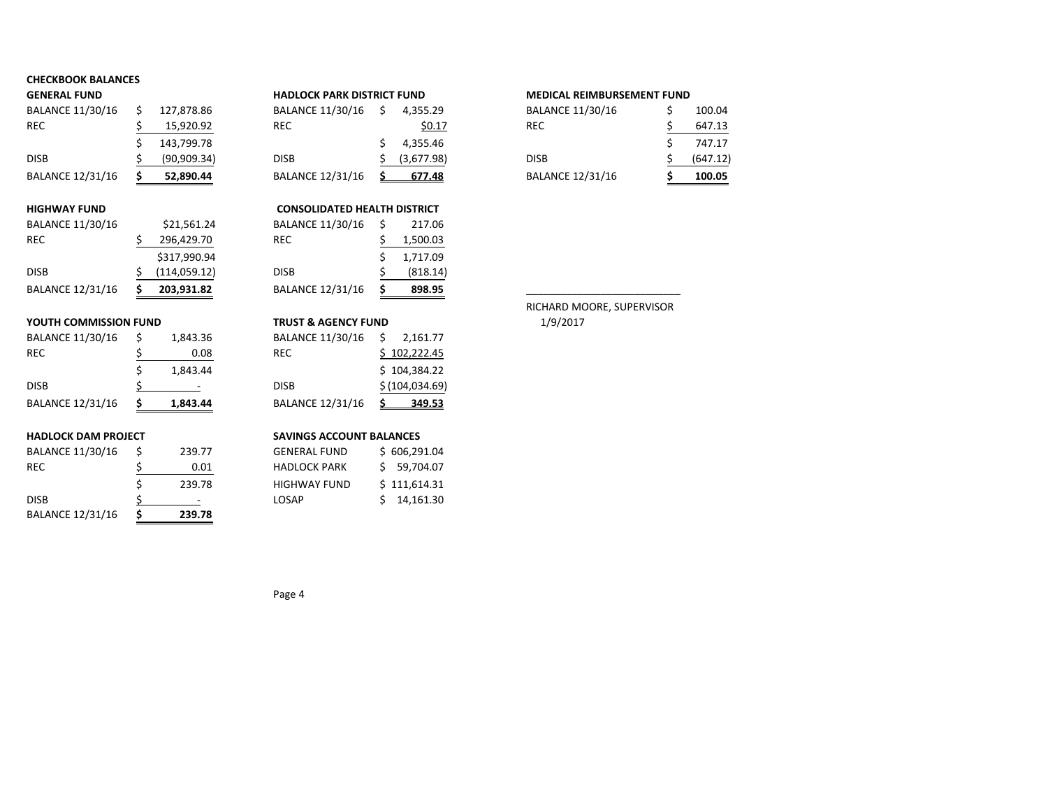## CHECKBOOK BALANCES

### GENERAL FUND

| | |
|---|---|
| BALANCE 11/30/16 | $ 127,878.86 |
| REC | $ 15,920.92 |
| | $ 143,799.78 |
| DISB | $ (90,909.34) |
| BALANCE 12/31/16 | **$ 52,890.44** |

### HADLOCK PARK DISTRICT FUND

| | |
|---|---|
| BALANCE 11/30/16 | $ 4,355.29 |
| REC | $0.17 |
| | $ 4,355.46 |
| DISB | $ (3,677.98) |
| BALANCE 12/31/16 | **$ 677.48** |

### MEDICAL REIMBURSEMENT FUND

| | |
|---|---|
| BALANCE 11/30/16 | $ 100.04 |
| REC | $ 647.13 |
| | $ 747.17 |
| DISB | $ (647.12) |
| BALANCE 12/31/16 | **$ 100.05** |

### HIGHWAY FUND

| | |
|---|---|
| BALANCE 11/30/16 | $21,561.24 |
| REC | $ 296,429.70 |
| | $317,990.94 |
| DISB | $ (114,059.12) |
| BALANCE 12/31/16 | **$ 203,931.82** |

### CONSOLIDATED HEALTH DISTRICT

| | |
|---|---|
| BALANCE 11/30/16 | $ 217.06 |
| REC | $ 1,500.03 |
| | $ 1,717.09 |
| DISB | $ (818.14) |
| BALANCE 12/31/16 | **$ 898.95** |

### YOUTH COMMISSION FUND

| | |
|---|---|
| BALANCE 11/30/16 | $ 1,843.36 |
| REC | $ 0.08 |
| | $ 1,843.44 |
| DISB | $ - |
| BALANCE 12/31/16 | **$ 1,843.44** |

### TRUST & AGENCY FUND

| | |
|---|---|
| BALANCE 11/30/16 | $ 2,161.77 |
| REC | $ 102,222.45 |
| | $ 104,384.22 |
| DISB | $ (104,034.69) |
| BALANCE 12/31/16 | **$ 349.53** |

### HADLOCK DAM PROJECT

| | |
|---|---|
| BALANCE 11/30/16 | $ 239.77 |
| REC | $ 0.01 |
| | $ 239.78 |
| DISB | $ - |
| BALANCE 12/31/16 | **$ 239.78** |

### SAVINGS ACCOUNT BALANCES

| | |
|---|---|
| GENERAL FUND | $ 606,291.04 |
| HADLOCK PARK | $ 59,704.07 |
| HIGHWAY FUND | $ 111,614.31 |
| LOSAP | $ 14,161.30 |

___________________________

RICHARD MOORE, SUPERVISOR

1/9/2017